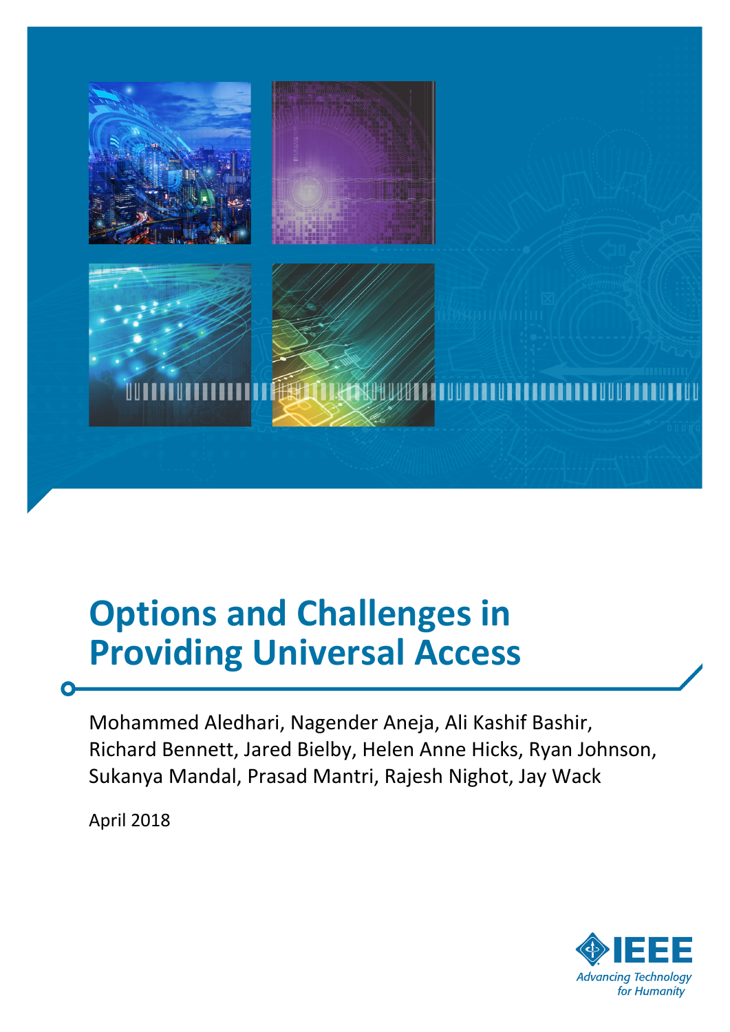# Options and Challenges in Providing Universal Access

Mohammed Aledhari, Nagender Aneja, Ali Kashif Bashir, Richard Bennett, Jared Bielby, Helen Anne Hicks, Ryan Johnson, Sukanya Mandal, Prasad Mantri, Rajesh Nighot, Jay Wack

April 2018

IEEE *Advancing Technology for Humanity*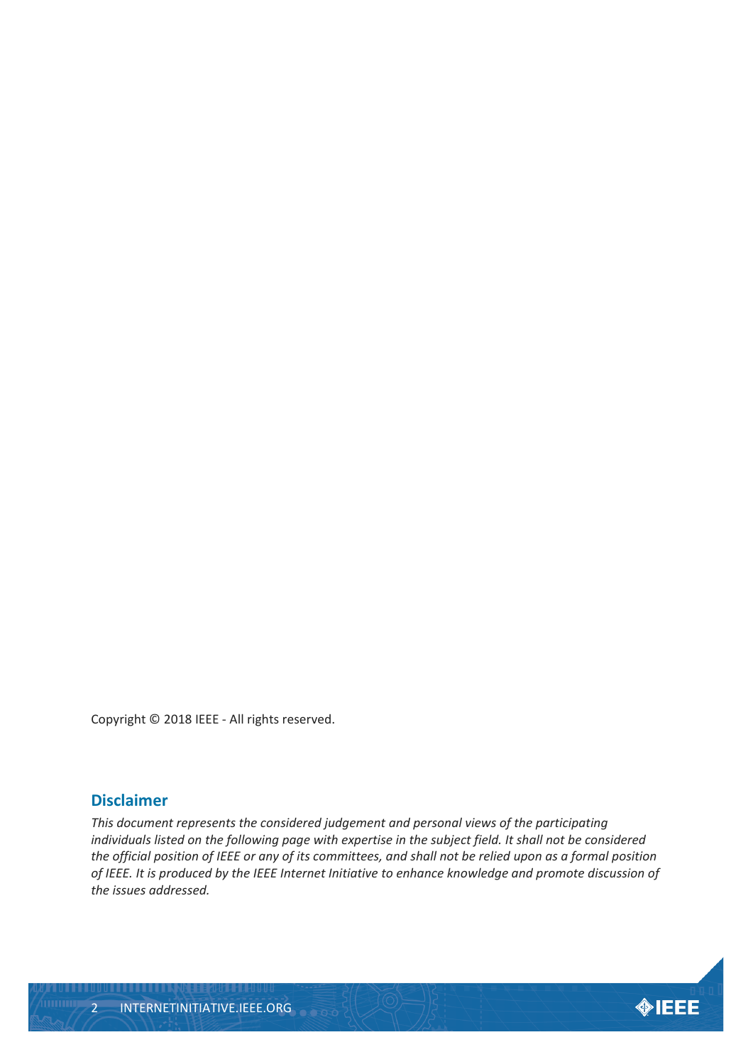Copyright © 2018 IEEE - All rights reserved.

## Disclaimer

*This document represents the considered judgement and personal views of the participating individuals listed on the following page with expertise in the subject field. It shall not be considered the official position of IEEE or any of its committees, and shall not be relied upon as a formal position of IEEE. It is produced by the IEEE Internet Initiative to enhance knowledge and promote discussion of the issues addressed.*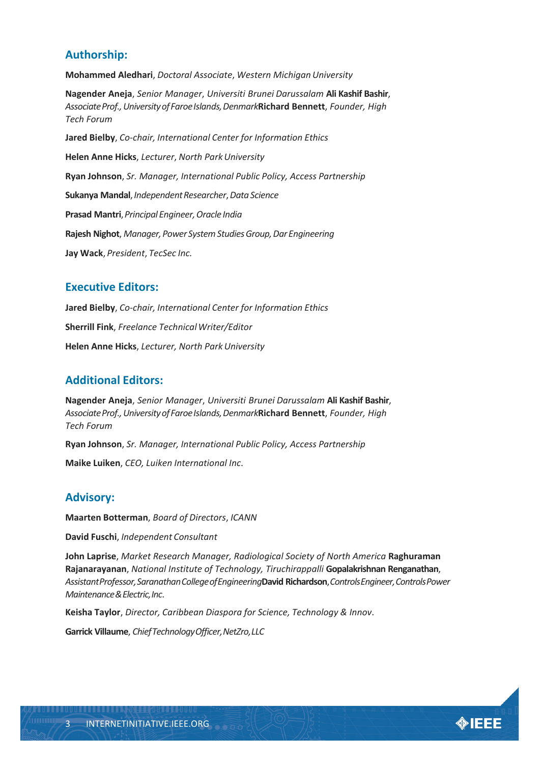## Authorship:

**Mohammed Aledhari**, *Doctoral Associate*, *Western Michigan University*

**Nagender Aneja**, *Senior Manager*, *Universiti Brunei Darussalam* **Ali Kashif Bashir**, *Associate Prof., University of Faroe Islands, Denmark***Richard Bennett**, *Founder, High Tech Forum*

**Jared Bielby**, *Co-chair, International Center for Information Ethics*

**Helen Anne Hicks**, *Lecturer*, *North Park University*

**Ryan Johnson**, *Sr. Manager, International Public Policy, Access Partnership*

**Sukanya Mandal**, *Independent Researcher*, *Data Science*

**Prasad Mantri**, *Principal Engineer, Oracle India*

**Rajesh Nighot**, *Manager, Power System Studies Group, Dar Engineering*

**Jay Wack**, *President*, *TecSec Inc.*

## Executive Editors:

**Jared Bielby**, *Co-chair, International Center for Information Ethics*

**Sherrill Fink**, *Freelance Technical Writer/Editor*

**Helen Anne Hicks**, *Lecturer, North Park University*

## Additional Editors:

**Nagender Aneja**, *Senior Manager*, *Universiti Brunei Darussalam* **Ali Kashif Bashir**, *Associate Prof., University of Faroe Islands, Denmark***Richard Bennett**, *Founder, High Tech Forum*

**Ryan Johnson**, *Sr. Manager, International Public Policy, Access Partnership*

**Maike Luiken**, *CEO, Luiken International Inc.*

## Advisory:

**Maarten Botterman**, *Board of Directors*, *ICANN*

**David Fuschi**, *Independent Consultant*

**John Laprise**, *Market Research Manager, Radiological Society of North America* **Raghuraman Rajanarayanan**, *National Institute of Technology, Tiruchirappalli* **Gopalakrishnan Renganathan**, *Assistant Professor, Saranathan College of Engineering***David Richardson**, *Controls Engineer, Controls Power Maintenance & Electric, Inc.*

**Keisha Taylor**, *Director, Caribbean Diaspora for Science, Technology & Innov.*

**Garrick Villaume**, *Chief Technology Officer, NetZro, LLC*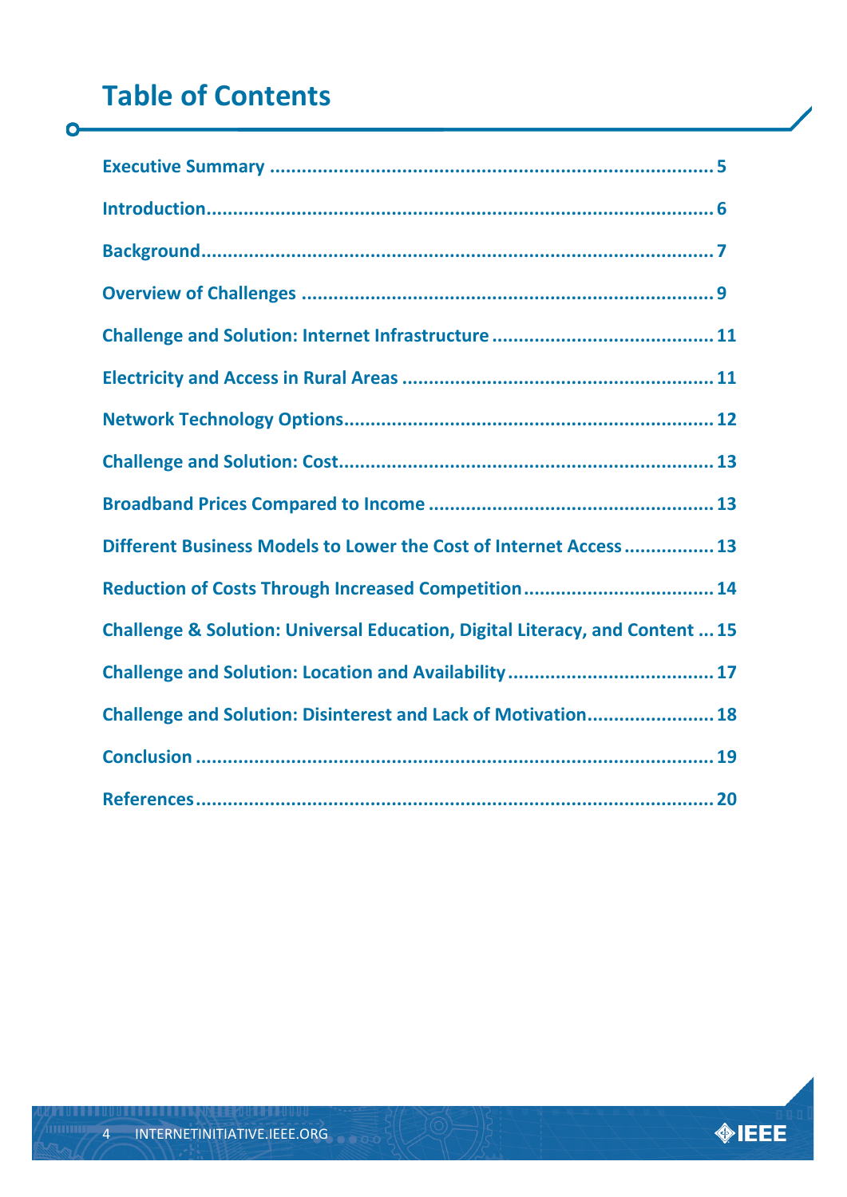# Table of Contents

Executive Summary ..... 5

Introduction ..... 6

Background ..... 7

Overview of Challenges ..... 9

Challenge and Solution: Internet Infrastructure ..... 11

Electricity and Access in Rural Areas ..... 11

Network Technology Options ..... 12

Challenge and Solution: Cost ..... 13

Broadband Prices Compared to Income ..... 13

Different Business Models to Lower the Cost of Internet Access ..... 13

Reduction of Costs Through Increased Competition ..... 14

Challenge & Solution: Universal Education, Digital Literacy, and Content ..... 15

Challenge and Solution: Location and Availability ..... 17

Challenge and Solution: Disinterest and Lack of Motivation ..... 18

Conclusion ..... 19

References ..... 20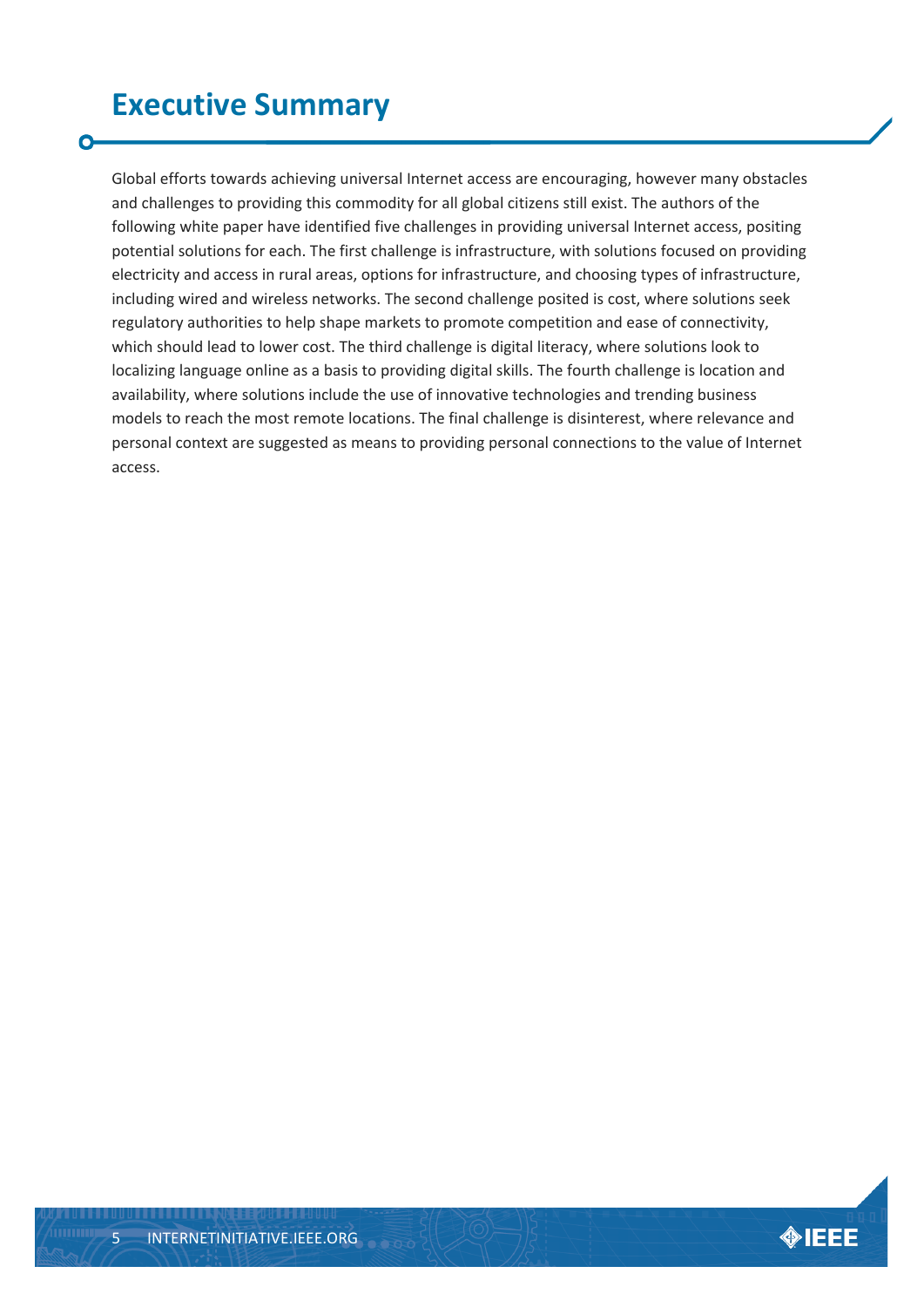# Executive Summary

Global efforts towards achieving universal Internet access are encouraging, however many obstacles and challenges to providing this commodity for all global citizens still exist. The authors of the following white paper have identified five challenges in providing universal Internet access, positing potential solutions for each. The first challenge is infrastructure, with solutions focused on providing electricity and access in rural areas, options for infrastructure, and choosing types of infrastructure, including wired and wireless networks. The second challenge posited is cost, where solutions seek regulatory authorities to help shape markets to promote competition and ease of connectivity, which should lead to lower cost. The third challenge is digital literacy, where solutions look to localizing language online as a basis to providing digital skills. The fourth challenge is location and availability, where solutions include the use of innovative technologies and trending business models to reach the most remote locations. The final challenge is disinterest, where relevance and personal context are suggested as means to providing personal connections to the value of Internet access.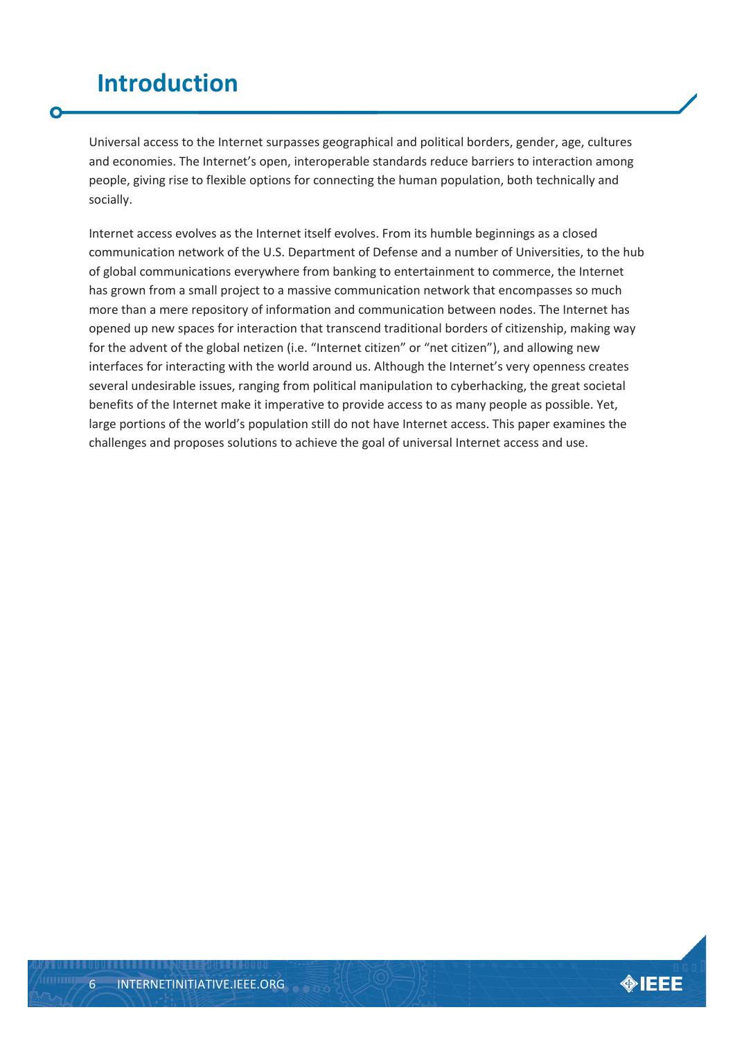# Introduction

Universal access to the Internet surpasses geographical and political borders, gender, age, cultures and economies. The Internet's open, interoperable standards reduce barriers to interaction among people, giving rise to flexible options for connecting the human population, both technically and socially.

Internet access evolves as the Internet itself evolves. From its humble beginnings as a closed communication network of the U.S. Department of Defense and a number of Universities, to the hub of global communications everywhere from banking to entertainment to commerce, the Internet has grown from a small project to a massive communication network that encompasses so much more than a mere repository of information and communication between nodes. The Internet has opened up new spaces for interaction that transcend traditional borders of citizenship, making way for the advent of the global netizen (i.e. "Internet citizen" or "net citizen"), and allowing new interfaces for interacting with the world around us. Although the Internet's very openness creates several undesirable issues, ranging from political manipulation to cyberhacking, the great societal benefits of the Internet make it imperative to provide access to as many people as possible. Yet, large portions of the world's population still do not have Internet access. This paper examines the challenges and proposes solutions to achieve the goal of universal Internet access and use.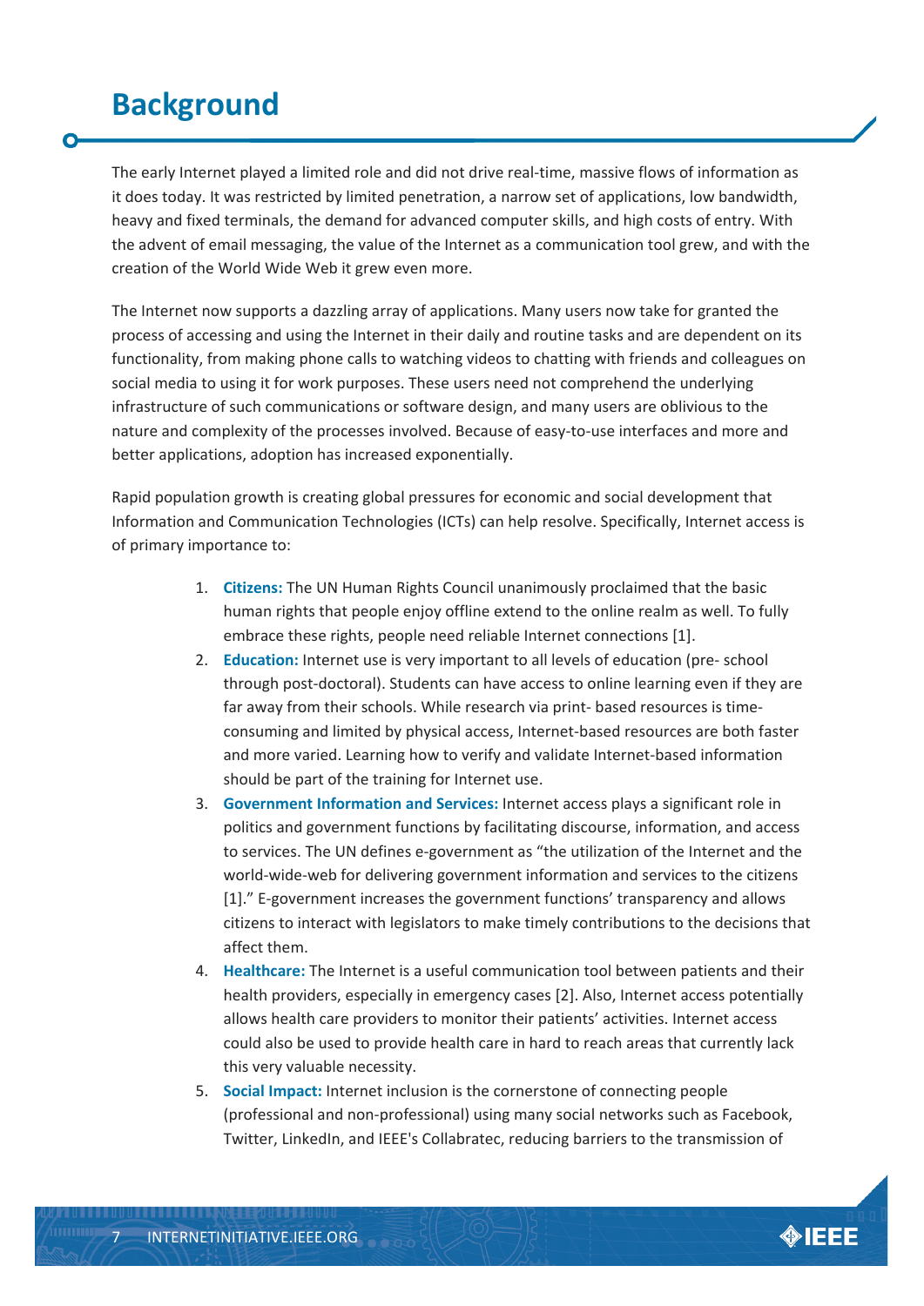# Background

The early Internet played a limited role and did not drive real-time, massive flows of information as it does today. It was restricted by limited penetration, a narrow set of applications, low bandwidth, heavy and fixed terminals, the demand for advanced computer skills, and high costs of entry. With the advent of email messaging, the value of the Internet as a communication tool grew, and with the creation of the World Wide Web it grew even more.

The Internet now supports a dazzling array of applications. Many users now take for granted the process of accessing and using the Internet in their daily and routine tasks and are dependent on its functionality, from making phone calls to watching videos to chatting with friends and colleagues on social media to using it for work purposes. These users need not comprehend the underlying infrastructure of such communications or software design, and many users are oblivious to the nature and complexity of the processes involved. Because of easy-to-use interfaces and more and better applications, adoption has increased exponentially.

Rapid population growth is creating global pressures for economic and social development that Information and Communication Technologies (ICTs) can help resolve. Specifically, Internet access is of primary importance to:

1. **Citizens:** The UN Human Rights Council unanimously proclaimed that the basic human rights that people enjoy offline extend to the online realm as well. To fully embrace these rights, people need reliable Internet connections [1].
2. **Education:** Internet use is very important to all levels of education (pre- school through post-doctoral). Students can have access to online learning even if they are far away from their schools. While research via print- based resources is time-consuming and limited by physical access, Internet-based resources are both faster and more varied. Learning how to verify and validate Internet-based information should be part of the training for Internet use.
3. **Government Information and Services:** Internet access plays a significant role in politics and government functions by facilitating discourse, information, and access to services. The UN defines e-government as "the utilization of the Internet and the world-wide-web for delivering government information and services to the citizens [1]." E-government increases the government functions' transparency and allows citizens to interact with legislators to make timely contributions to the decisions that affect them.
4. **Healthcare:** The Internet is a useful communication tool between patients and their health providers, especially in emergency cases [2]. Also, Internet access potentially allows health care providers to monitor their patients' activities. Internet access could also be used to provide health care in hard to reach areas that currently lack this very valuable necessity.
5. **Social Impact:** Internet inclusion is the cornerstone of connecting people (professional and non-professional) using many social networks such as Facebook, Twitter, LinkedIn, and IEEE's Collabratec, reducing barriers to the transmission of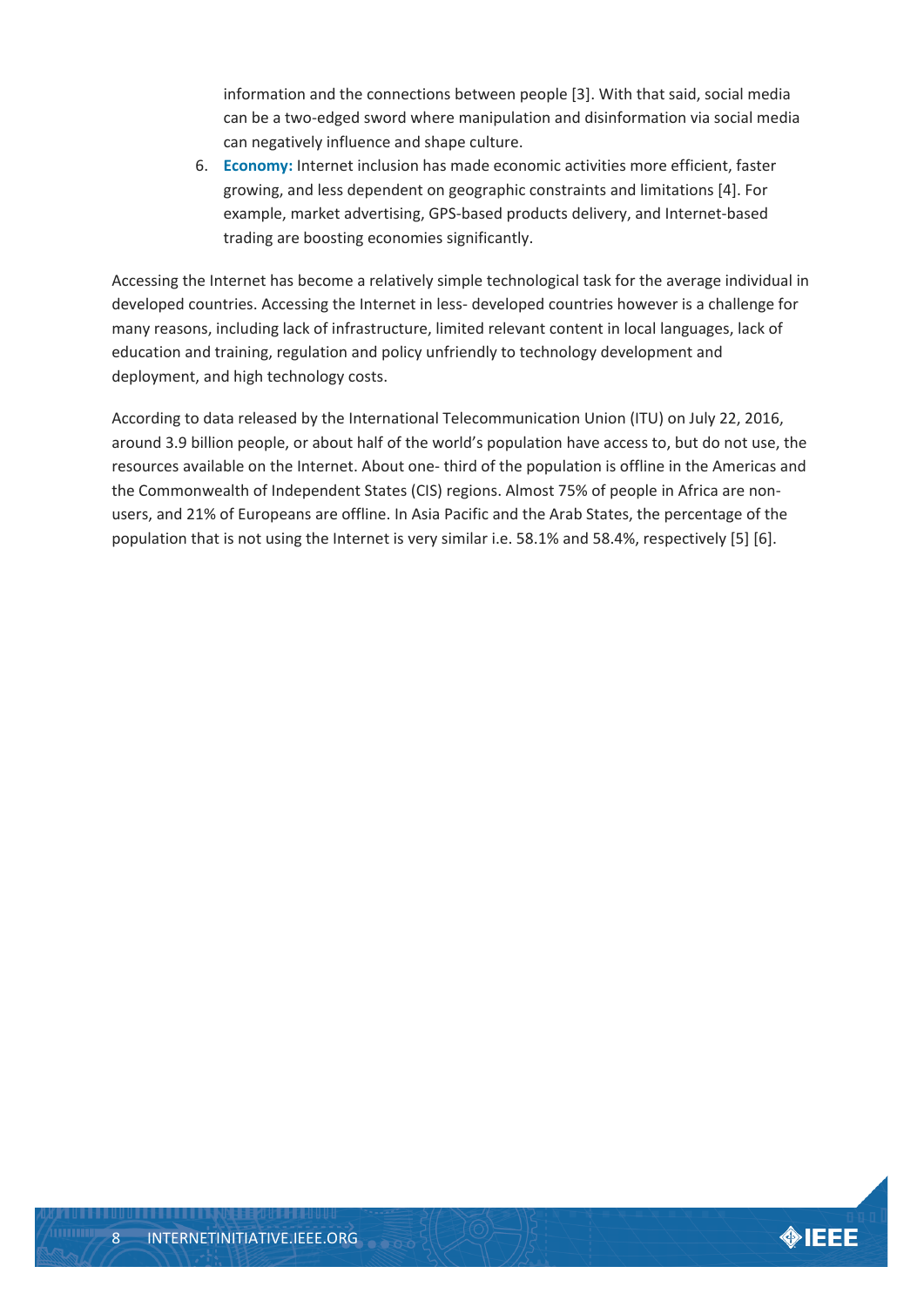information and the connections between people [3]. With that said, social media can be a two-edged sword where manipulation and disinformation via social media can negatively influence and shape culture.

6. **Economy:** Internet inclusion has made economic activities more efficient, faster growing, and less dependent on geographic constraints and limitations [4]. For example, market advertising, GPS-based products delivery, and Internet-based trading are boosting economies significantly.

Accessing the Internet has become a relatively simple technological task for the average individual in developed countries. Accessing the Internet in less- developed countries however is a challenge for many reasons, including lack of infrastructure, limited relevant content in local languages, lack of education and training, regulation and policy unfriendly to technology development and deployment, and high technology costs.

According to data released by the International Telecommunication Union (ITU) on July 22, 2016, around 3.9 billion people, or about half of the world's population have access to, but do not use, the resources available on the Internet. About one- third of the population is offline in the Americas and the Commonwealth of Independent States (CIS) regions. Almost 75% of people in Africa are non-users, and 21% of Europeans are offline. In Asia Pacific and the Arab States, the percentage of the population that is not using the Internet is very similar i.e. 58.1% and 58.4%, respectively [5] [6].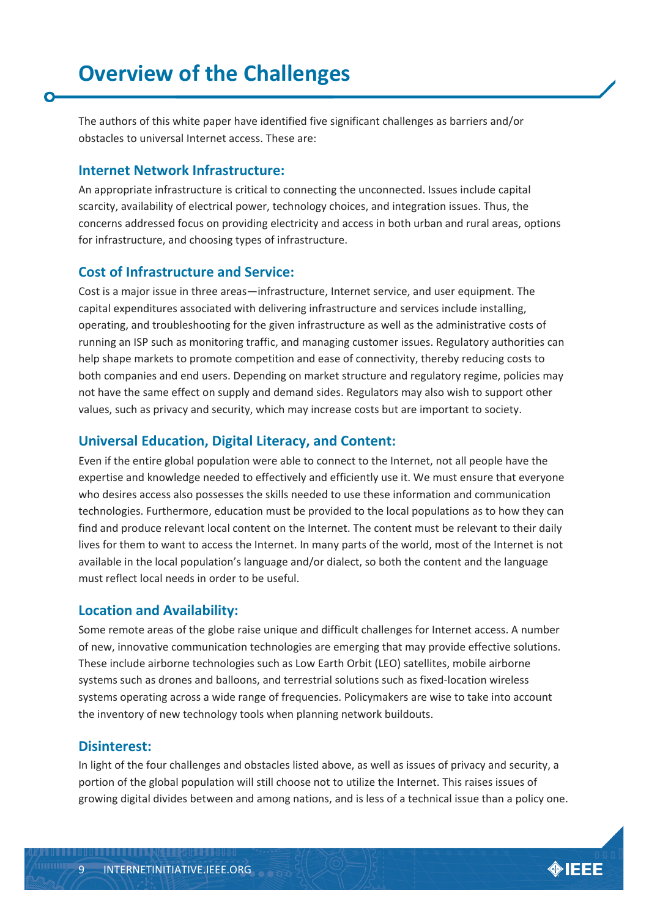# Overview of the Challenges

The authors of this white paper have identified five significant challenges as barriers and/or obstacles to universal Internet access. These are:

## Internet Network Infrastructure:

An appropriate infrastructure is critical to connecting the unconnected. Issues include capital scarcity, availability of electrical power, technology choices, and integration issues. Thus, the concerns addressed focus on providing electricity and access in both urban and rural areas, options for infrastructure, and choosing types of infrastructure.

## Cost of Infrastructure and Service:

Cost is a major issue in three areas—infrastructure, Internet service, and user equipment. The capital expenditures associated with delivering infrastructure and services include installing, operating, and troubleshooting for the given infrastructure as well as the administrative costs of running an ISP such as monitoring traffic, and managing customer issues. Regulatory authorities can help shape markets to promote competition and ease of connectivity, thereby reducing costs to both companies and end users. Depending on market structure and regulatory regime, policies may not have the same effect on supply and demand sides. Regulators may also wish to support other values, such as privacy and security, which may increase costs but are important to society.

## Universal Education, Digital Literacy, and Content:

Even if the entire global population were able to connect to the Internet, not all people have the expertise and knowledge needed to effectively and efficiently use it. We must ensure that everyone who desires access also possesses the skills needed to use these information and communication technologies. Furthermore, education must be provided to the local populations as to how they can find and produce relevant local content on the Internet. The content must be relevant to their daily lives for them to want to access the Internet. In many parts of the world, most of the Internet is not available in the local population's language and/or dialect, so both the content and the language must reflect local needs in order to be useful.

## Location and Availability:

Some remote areas of the globe raise unique and difficult challenges for Internet access. A number of new, innovative communication technologies are emerging that may provide effective solutions. These include airborne technologies such as Low Earth Orbit (LEO) satellites, mobile airborne systems such as drones and balloons, and terrestrial solutions such as fixed-location wireless systems operating across a wide range of frequencies. Policymakers are wise to take into account the inventory of new technology tools when planning network buildouts.

## Disinterest:

In light of the four challenges and obstacles listed above, as well as issues of privacy and security, a portion of the global population will still choose not to utilize the Internet. This raises issues of growing digital divides between and among nations, and is less of a technical issue than a policy one.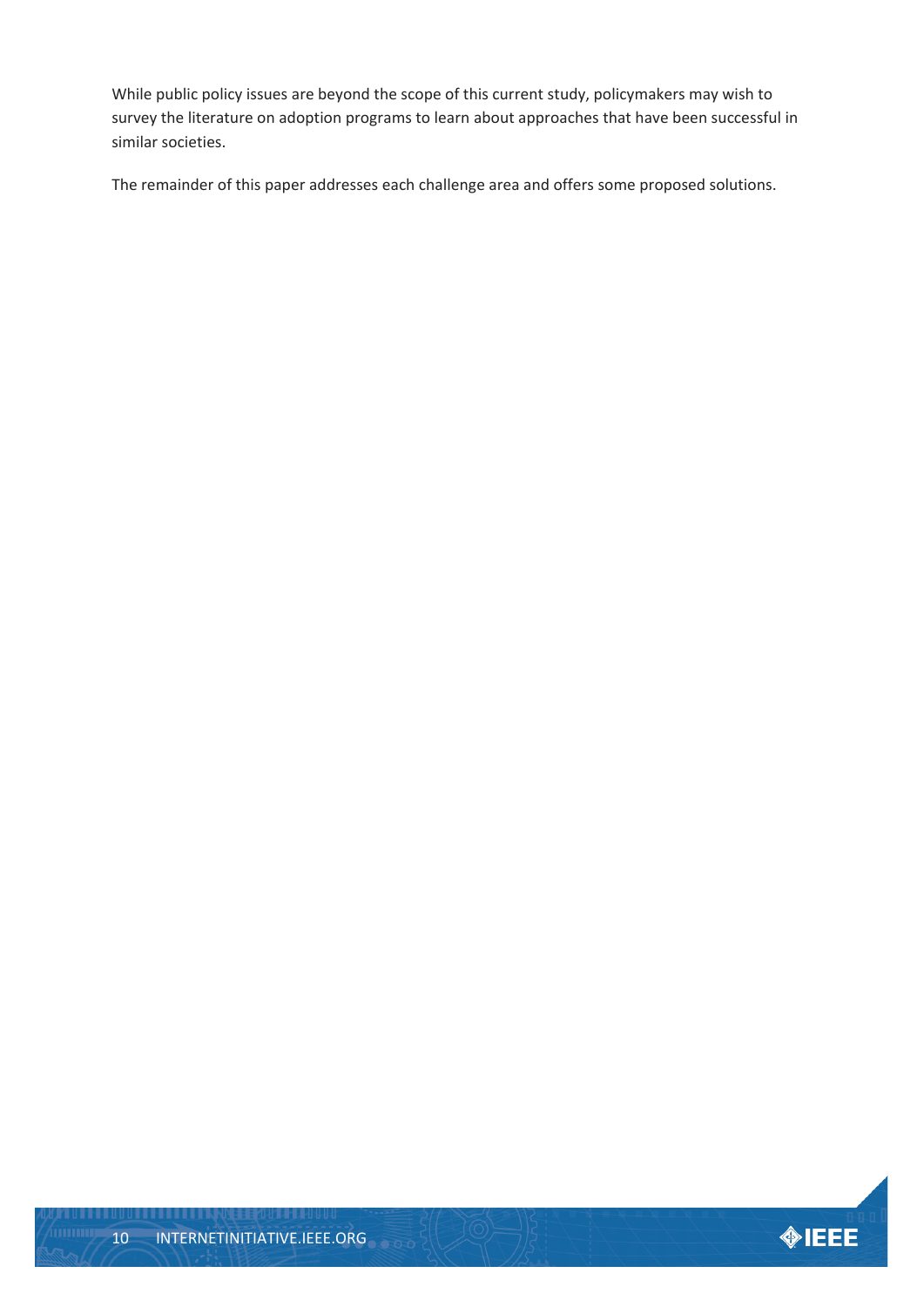While public policy issues are beyond the scope of this current study, policymakers may wish to survey the literature on adoption programs to learn about approaches that have been successful in similar societies.

The remainder of this paper addresses each challenge area and offers some proposed solutions.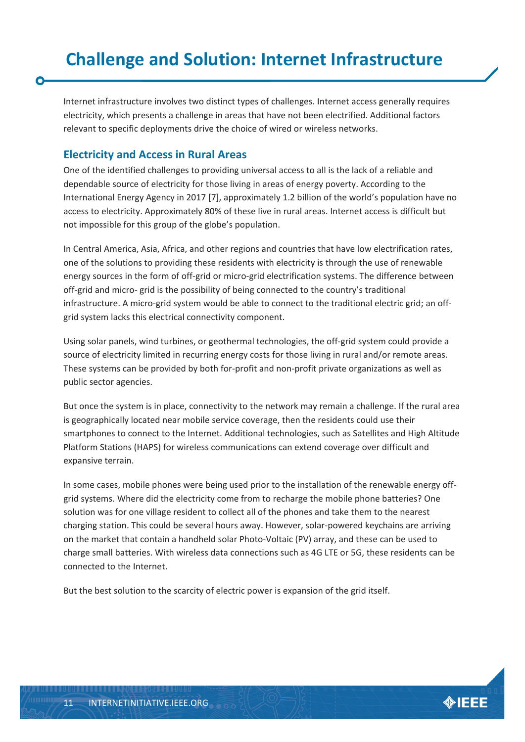# Challenge and Solution: Internet Infrastructure

Internet infrastructure involves two distinct types of challenges. Internet access generally requires electricity, which presents a challenge in areas that have not been electrified. Additional factors relevant to specific deployments drive the choice of wired or wireless networks.

## Electricity and Access in Rural Areas

One of the identified challenges to providing universal access to all is the lack of a reliable and dependable source of electricity for those living in areas of energy poverty. According to the International Energy Agency in 2017 [7], approximately 1.2 billion of the world's population have no access to electricity. Approximately 80% of these live in rural areas. Internet access is difficult but not impossible for this group of the globe's population.

In Central America, Asia, Africa, and other regions and countries that have low electrification rates, one of the solutions to providing these residents with electricity is through the use of renewable energy sources in the form of off-grid or micro-grid electrification systems. The difference between off-grid and micro- grid is the possibility of being connected to the country's traditional infrastructure. A micro-grid system would be able to connect to the traditional electric grid; an off-grid system lacks this electrical connectivity component.

Using solar panels, wind turbines, or geothermal technologies, the off-grid system could provide a source of electricity limited in recurring energy costs for those living in rural and/or remote areas. These systems can be provided by both for-profit and non-profit private organizations as well as public sector agencies.

But once the system is in place, connectivity to the network may remain a challenge. If the rural area is geographically located near mobile service coverage, then the residents could use their smartphones to connect to the Internet. Additional technologies, such as Satellites and High Altitude Platform Stations (HAPS) for wireless communications can extend coverage over difficult and expansive terrain.

In some cases, mobile phones were being used prior to the installation of the renewable energy off-grid systems. Where did the electricity come from to recharge the mobile phone batteries? One solution was for one village resident to collect all of the phones and take them to the nearest charging station. This could be several hours away. However, solar-powered keychains are arriving on the market that contain a handheld solar Photo-Voltaic (PV) array, and these can be used to charge small batteries. With wireless data connections such as 4G LTE or 5G, these residents can be connected to the Internet.

But the best solution to the scarcity of electric power is expansion of the grid itself.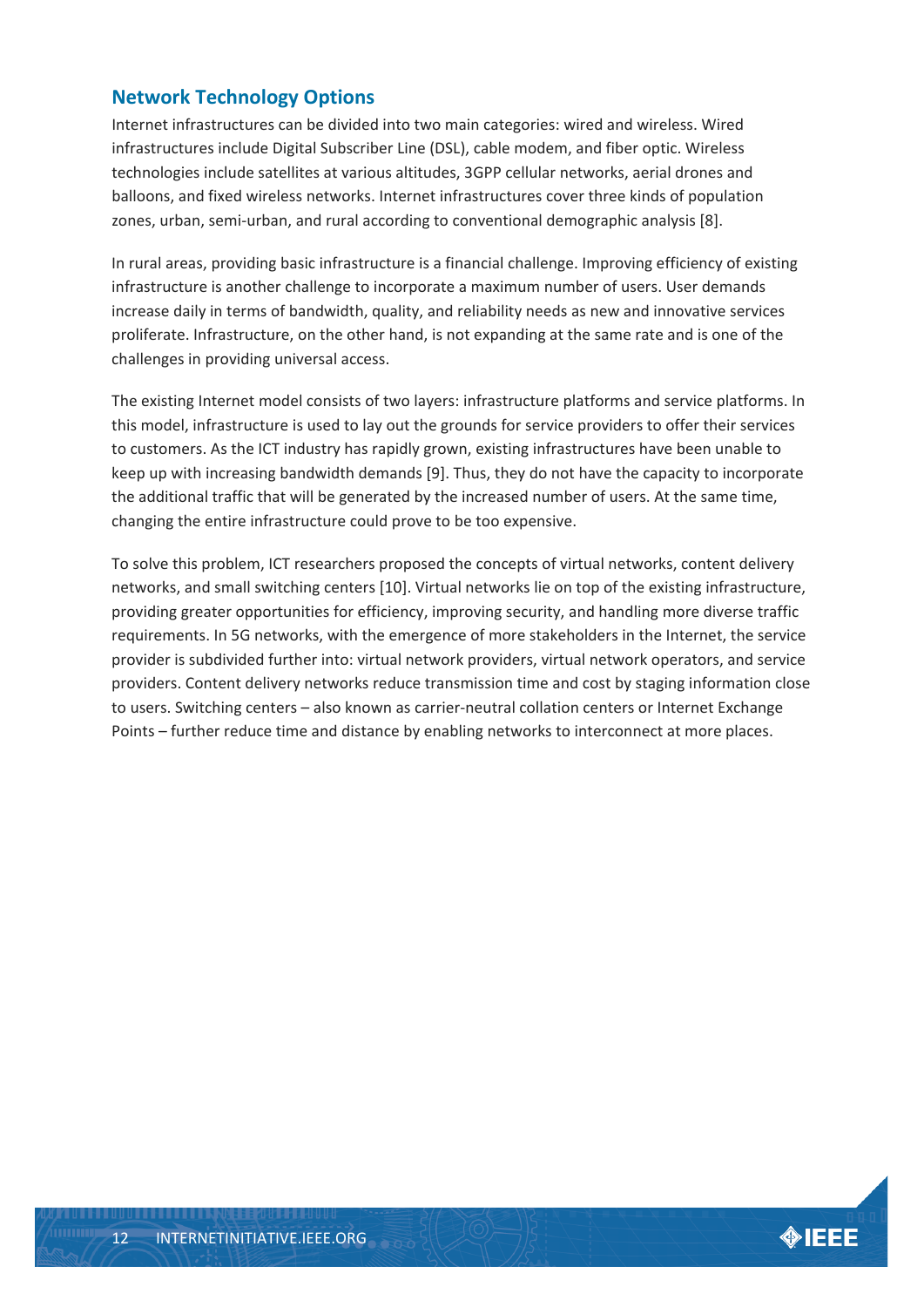## Network Technology Options

Internet infrastructures can be divided into two main categories: wired and wireless. Wired infrastructures include Digital Subscriber Line (DSL), cable modem, and fiber optic. Wireless technologies include satellites at various altitudes, 3GPP cellular networks, aerial drones and balloons, and fixed wireless networks. Internet infrastructures cover three kinds of population zones, urban, semi-urban, and rural according to conventional demographic analysis [8].

In rural areas, providing basic infrastructure is a financial challenge. Improving efficiency of existing infrastructure is another challenge to incorporate a maximum number of users. User demands increase daily in terms of bandwidth, quality, and reliability needs as new and innovative services proliferate. Infrastructure, on the other hand, is not expanding at the same rate and is one of the challenges in providing universal access.

The existing Internet model consists of two layers: infrastructure platforms and service platforms. In this model, infrastructure is used to lay out the grounds for service providers to offer their services to customers. As the ICT industry has rapidly grown, existing infrastructures have been unable to keep up with increasing bandwidth demands [9]. Thus, they do not have the capacity to incorporate the additional traffic that will be generated by the increased number of users. At the same time, changing the entire infrastructure could prove to be too expensive.

To solve this problem, ICT researchers proposed the concepts of virtual networks, content delivery networks, and small switching centers [10]. Virtual networks lie on top of the existing infrastructure, providing greater opportunities for efficiency, improving security, and handling more diverse traffic requirements. In 5G networks, with the emergence of more stakeholders in the Internet, the service provider is subdivided further into: virtual network providers, virtual network operators, and service providers. Content delivery networks reduce transmission time and cost by staging information close to users. Switching centers – also known as carrier-neutral collation centers or Internet Exchange Points – further reduce time and distance by enabling networks to interconnect at more places.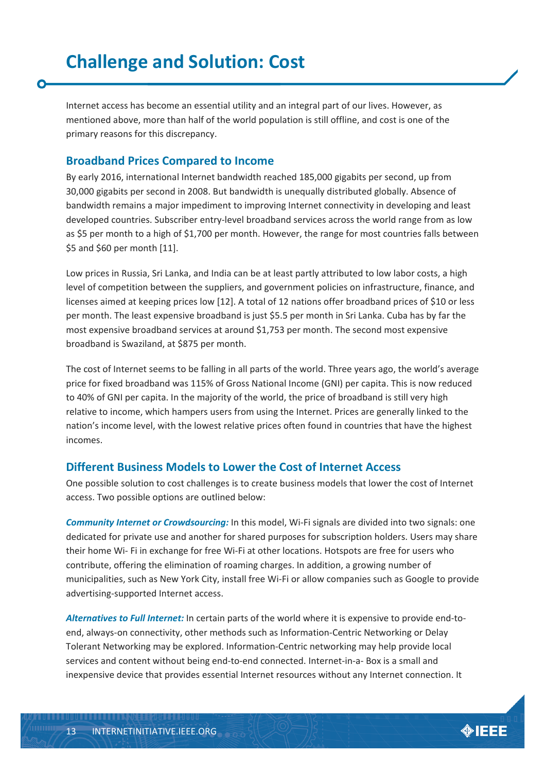# Challenge and Solution: Cost

Internet access has become an essential utility and an integral part of our lives. However, as mentioned above, more than half of the world population is still offline, and cost is one of the primary reasons for this discrepancy.

## Broadband Prices Compared to Income

By early 2016, international Internet bandwidth reached 185,000 gigabits per second, up from 30,000 gigabits per second in 2008. But bandwidth is unequally distributed globally. Absence of bandwidth remains a major impediment to improving Internet connectivity in developing and least developed countries. Subscriber entry-level broadband services across the world range from as low as $5 per month to a high of $1,700 per month. However, the range for most countries falls between $5 and $60 per month [11].

Low prices in Russia, Sri Lanka, and India can be at least partly attributed to low labor costs, a high level of competition between the suppliers, and government policies on infrastructure, finance, and licenses aimed at keeping prices low [12]. A total of 12 nations offer broadband prices of $10 or less per month. The least expensive broadband is just $5.5 per month in Sri Lanka. Cuba has by far the most expensive broadband services at around $1,753 per month. The second most expensive broadband is Swaziland, at $875 per month.

The cost of Internet seems to be falling in all parts of the world. Three years ago, the world's average price for fixed broadband was 115% of Gross National Income (GNI) per capita. This is now reduced to 40% of GNI per capita. In the majority of the world, the price of broadband is still very high relative to income, which hampers users from using the Internet. Prices are generally linked to the nation's income level, with the lowest relative prices often found in countries that have the highest incomes.

## Different Business Models to Lower the Cost of Internet Access

One possible solution to cost challenges is to create business models that lower the cost of Internet access. Two possible options are outlined below:

***Community Internet or Crowdsourcing:*** In this model, Wi-Fi signals are divided into two signals: one dedicated for private use and another for shared purposes for subscription holders. Users may share their home Wi- Fi in exchange for free Wi-Fi at other locations. Hotspots are free for users who contribute, offering the elimination of roaming charges. In addition, a growing number of municipalities, such as New York City, install free Wi-Fi or allow companies such as Google to provide advertising-supported Internet access.

***Alternatives to Full Internet:*** In certain parts of the world where it is expensive to provide end-to-end, always-on connectivity, other methods such as Information-Centric Networking or Delay Tolerant Networking may be explored. Information-Centric networking may help provide local services and content without being end-to-end connected. Internet-in-a- Box is a small and inexpensive device that provides essential Internet resources without any Internet connection. It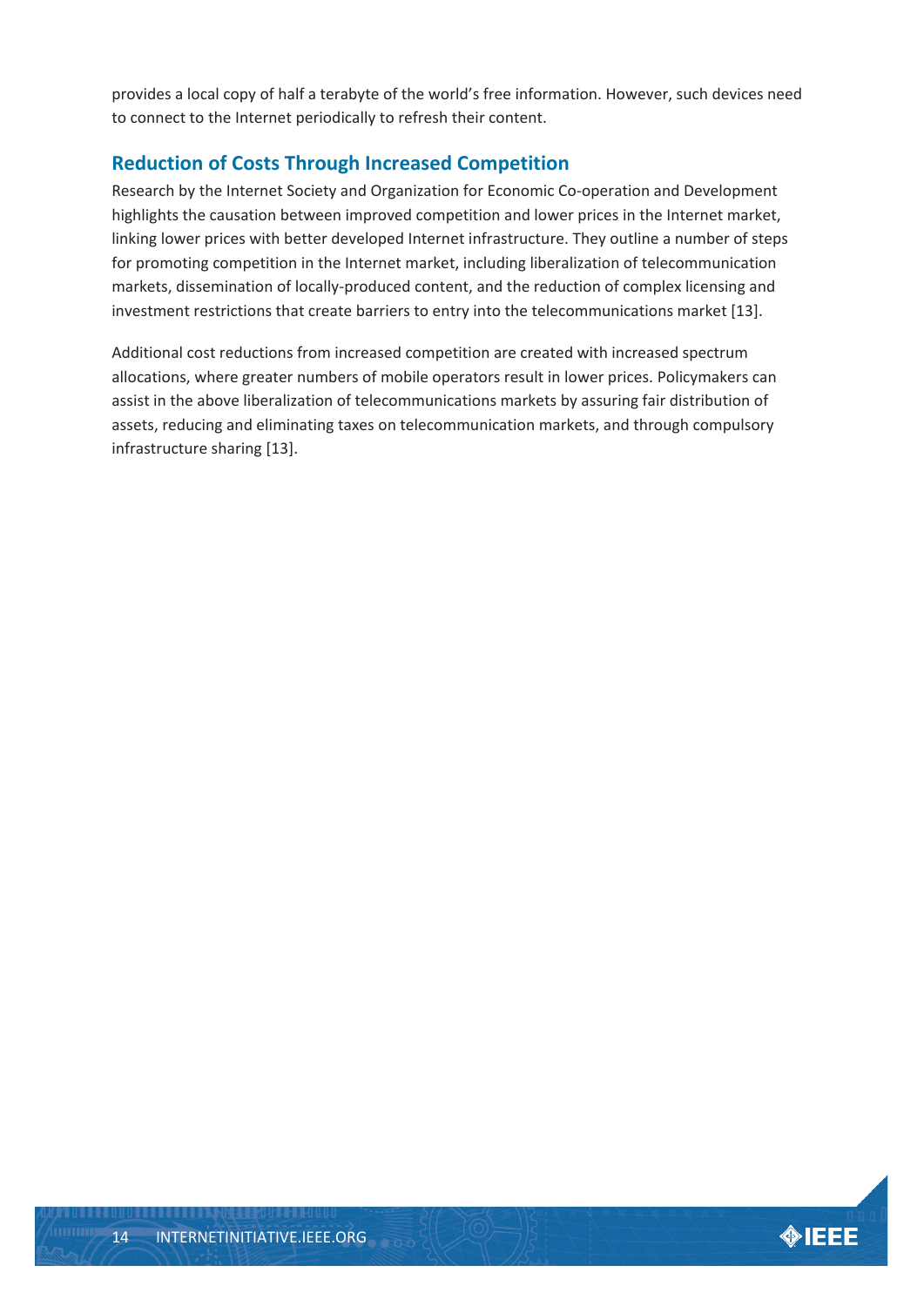provides a local copy of half a terabyte of the world's free information. However, such devices need to connect to the Internet periodically to refresh their content.

## Reduction of Costs Through Increased Competition

Research by the Internet Society and Organization for Economic Co-operation and Development highlights the causation between improved competition and lower prices in the Internet market, linking lower prices with better developed Internet infrastructure. They outline a number of steps for promoting competition in the Internet market, including liberalization of telecommunication markets, dissemination of locally-produced content, and the reduction of complex licensing and investment restrictions that create barriers to entry into the telecommunications market [13].

Additional cost reductions from increased competition are created with increased spectrum allocations, where greater numbers of mobile operators result in lower prices. Policymakers can assist in the above liberalization of telecommunications markets by assuring fair distribution of assets, reducing and eliminating taxes on telecommunication markets, and through compulsory infrastructure sharing [13].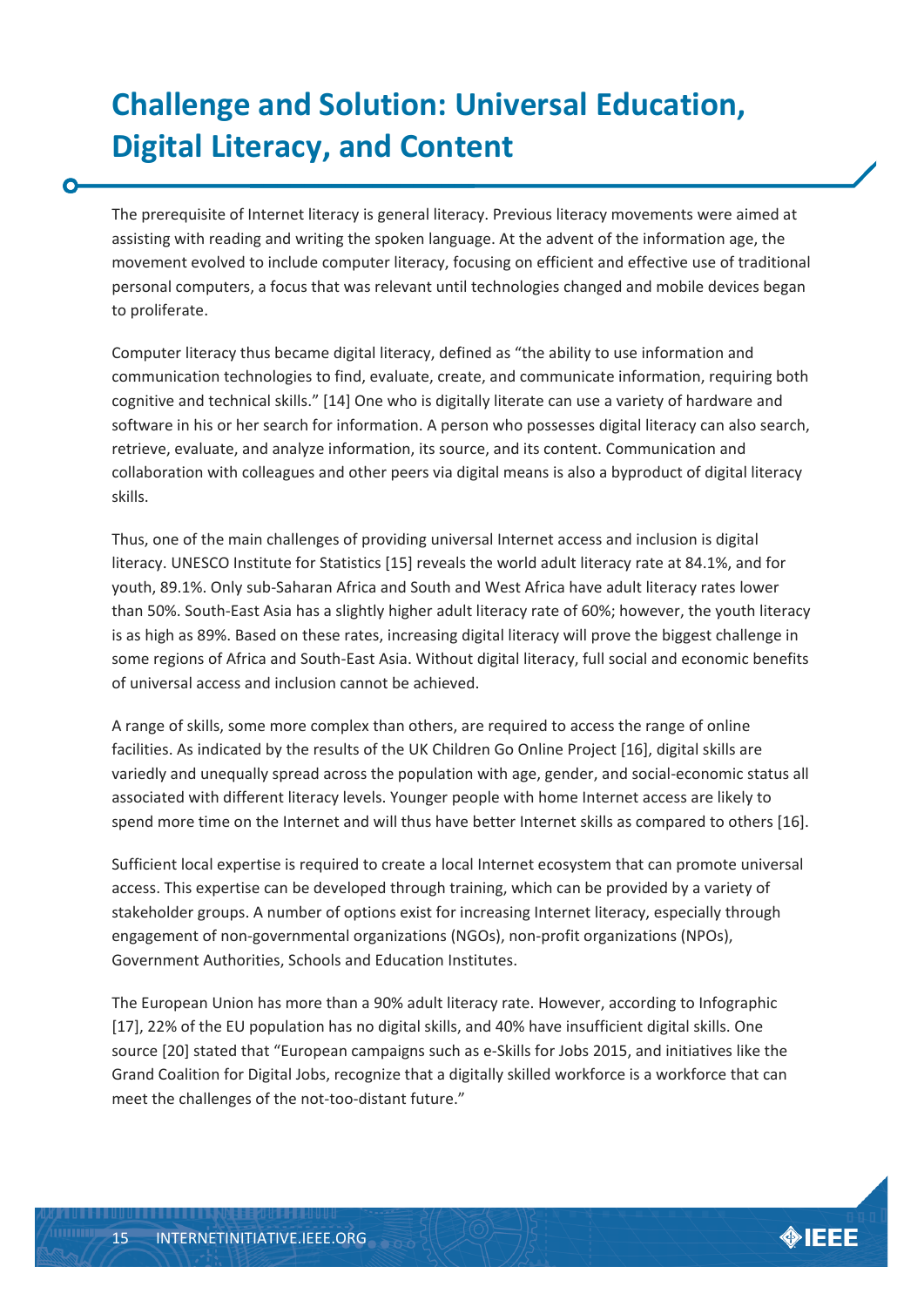# Challenge and Solution: Universal Education, Digital Literacy, and Content

The prerequisite of Internet literacy is general literacy. Previous literacy movements were aimed at assisting with reading and writing the spoken language. At the advent of the information age, the movement evolved to include computer literacy, focusing on efficient and effective use of traditional personal computers, a focus that was relevant until technologies changed and mobile devices began to proliferate.

Computer literacy thus became digital literacy, defined as "the ability to use information and communication technologies to find, evaluate, create, and communicate information, requiring both cognitive and technical skills." [14] One who is digitally literate can use a variety of hardware and software in his or her search for information. A person who possesses digital literacy can also search, retrieve, evaluate, and analyze information, its source, and its content. Communication and collaboration with colleagues and other peers via digital means is also a byproduct of digital literacy skills.

Thus, one of the main challenges of providing universal Internet access and inclusion is digital literacy. UNESCO Institute for Statistics [15] reveals the world adult literacy rate at 84.1%, and for youth, 89.1%. Only sub-Saharan Africa and South and West Africa have adult literacy rates lower than 50%. South-East Asia has a slightly higher adult literacy rate of 60%; however, the youth literacy is as high as 89%. Based on these rates, increasing digital literacy will prove the biggest challenge in some regions of Africa and South-East Asia. Without digital literacy, full social and economic benefits of universal access and inclusion cannot be achieved.

A range of skills, some more complex than others, are required to access the range of online facilities. As indicated by the results of the UK Children Go Online Project [16], digital skills are variedly and unequally spread across the population with age, gender, and social-economic status all associated with different literacy levels. Younger people with home Internet access are likely to spend more time on the Internet and will thus have better Internet skills as compared to others [16].

Sufficient local expertise is required to create a local Internet ecosystem that can promote universal access. This expertise can be developed through training, which can be provided by a variety of stakeholder groups. A number of options exist for increasing Internet literacy, especially through engagement of non-governmental organizations (NGOs), non-profit organizations (NPOs), Government Authorities, Schools and Education Institutes.

The European Union has more than a 90% adult literacy rate. However, according to Infographic [17], 22% of the EU population has no digital skills, and 40% have insufficient digital skills. One source [20] stated that "European campaigns such as e-Skills for Jobs 2015, and initiatives like the Grand Coalition for Digital Jobs, recognize that a digitally skilled workforce is a workforce that can meet the challenges of the not-too-distant future."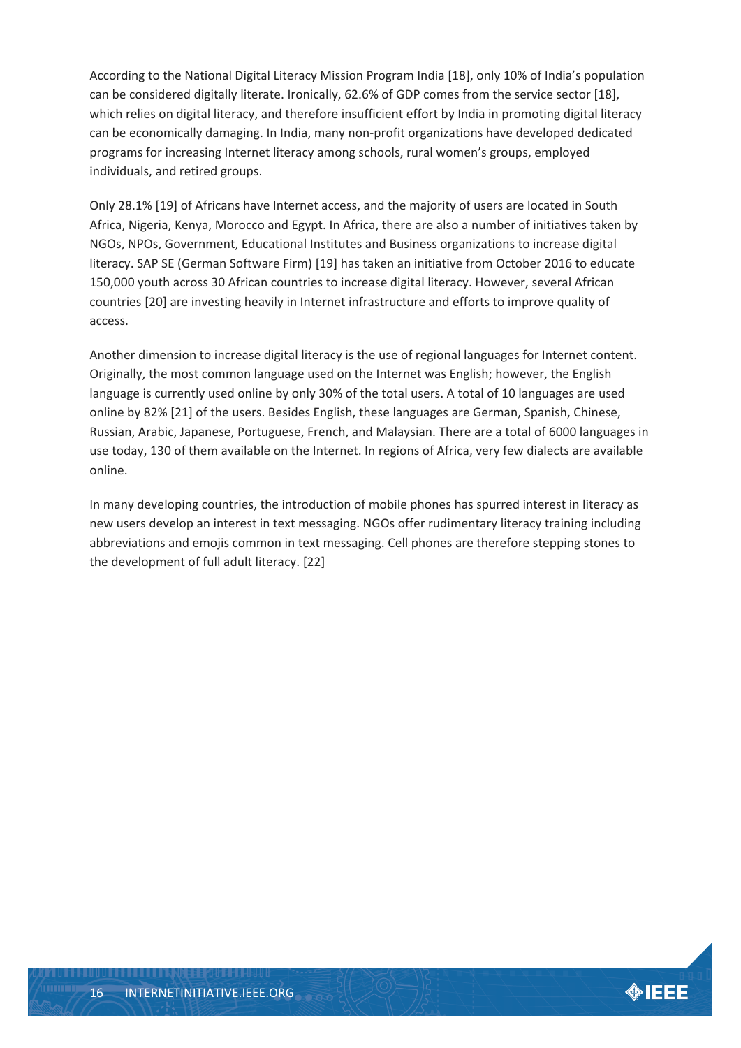According to the National Digital Literacy Mission Program India [18], only 10% of India's population can be considered digitally literate. Ironically, 62.6% of GDP comes from the service sector [18], which relies on digital literacy, and therefore insufficient effort by India in promoting digital literacy can be economically damaging. In India, many non-profit organizations have developed dedicated programs for increasing Internet literacy among schools, rural women's groups, employed individuals, and retired groups.

Only 28.1% [19] of Africans have Internet access, and the majority of users are located in South Africa, Nigeria, Kenya, Morocco and Egypt. In Africa, there are also a number of initiatives taken by NGOs, NPOs, Government, Educational Institutes and Business organizations to increase digital literacy. SAP SE (German Software Firm) [19] has taken an initiative from October 2016 to educate 150,000 youth across 30 African countries to increase digital literacy. However, several African countries [20] are investing heavily in Internet infrastructure and efforts to improve quality of access.

Another dimension to increase digital literacy is the use of regional languages for Internet content. Originally, the most common language used on the Internet was English; however, the English language is currently used online by only 30% of the total users. A total of 10 languages are used online by 82% [21] of the users. Besides English, these languages are German, Spanish, Chinese, Russian, Arabic, Japanese, Portuguese, French, and Malaysian. There are a total of 6000 languages in use today, 130 of them available on the Internet. In regions of Africa, very few dialects are available online.

In many developing countries, the introduction of mobile phones has spurred interest in literacy as new users develop an interest in text messaging. NGOs offer rudimentary literacy training including abbreviations and emojis common in text messaging. Cell phones are therefore stepping stones to the development of full adult literacy. [22]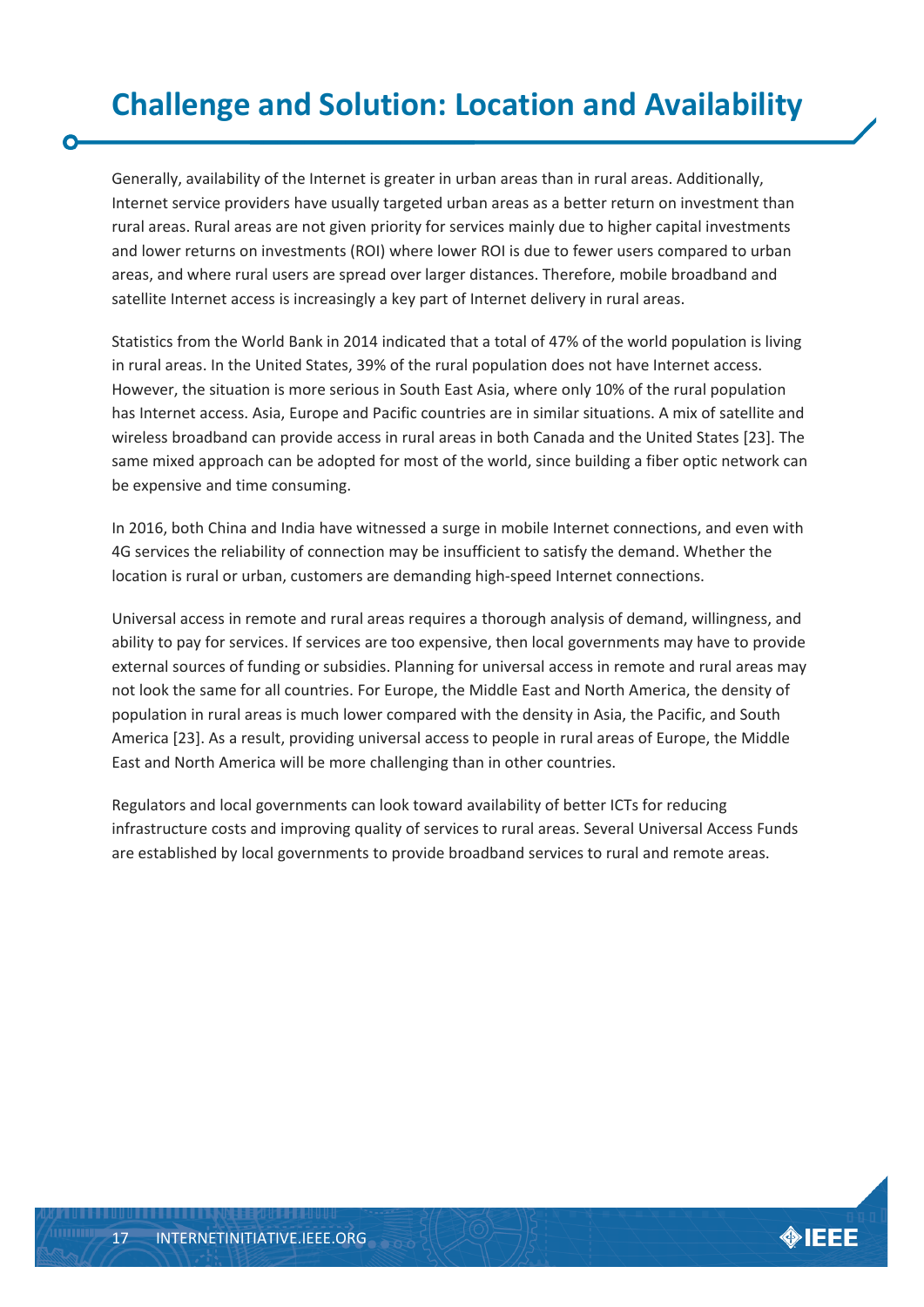# Challenge and Solution: Location and Availability

Generally, availability of the Internet is greater in urban areas than in rural areas. Additionally, Internet service providers have usually targeted urban areas as a better return on investment than rural areas. Rural areas are not given priority for services mainly due to higher capital investments and lower returns on investments (ROI) where lower ROI is due to fewer users compared to urban areas, and where rural users are spread over larger distances. Therefore, mobile broadband and satellite Internet access is increasingly a key part of Internet delivery in rural areas.

Statistics from the World Bank in 2014 indicated that a total of 47% of the world population is living in rural areas. In the United States, 39% of the rural population does not have Internet access. However, the situation is more serious in South East Asia, where only 10% of the rural population has Internet access. Asia, Europe and Pacific countries are in similar situations. A mix of satellite and wireless broadband can provide access in rural areas in both Canada and the United States [23]. The same mixed approach can be adopted for most of the world, since building a fiber optic network can be expensive and time consuming.

In 2016, both China and India have witnessed a surge in mobile Internet connections, and even with 4G services the reliability of connection may be insufficient to satisfy the demand. Whether the location is rural or urban, customers are demanding high-speed Internet connections.

Universal access in remote and rural areas requires a thorough analysis of demand, willingness, and ability to pay for services. If services are too expensive, then local governments may have to provide external sources of funding or subsidies. Planning for universal access in remote and rural areas may not look the same for all countries. For Europe, the Middle East and North America, the density of population in rural areas is much lower compared with the density in Asia, the Pacific, and South America [23]. As a result, providing universal access to people in rural areas of Europe, the Middle East and North America will be more challenging than in other countries.

Regulators and local governments can look toward availability of better ICTs for reducing infrastructure costs and improving quality of services to rural areas. Several Universal Access Funds are established by local governments to provide broadband services to rural and remote areas.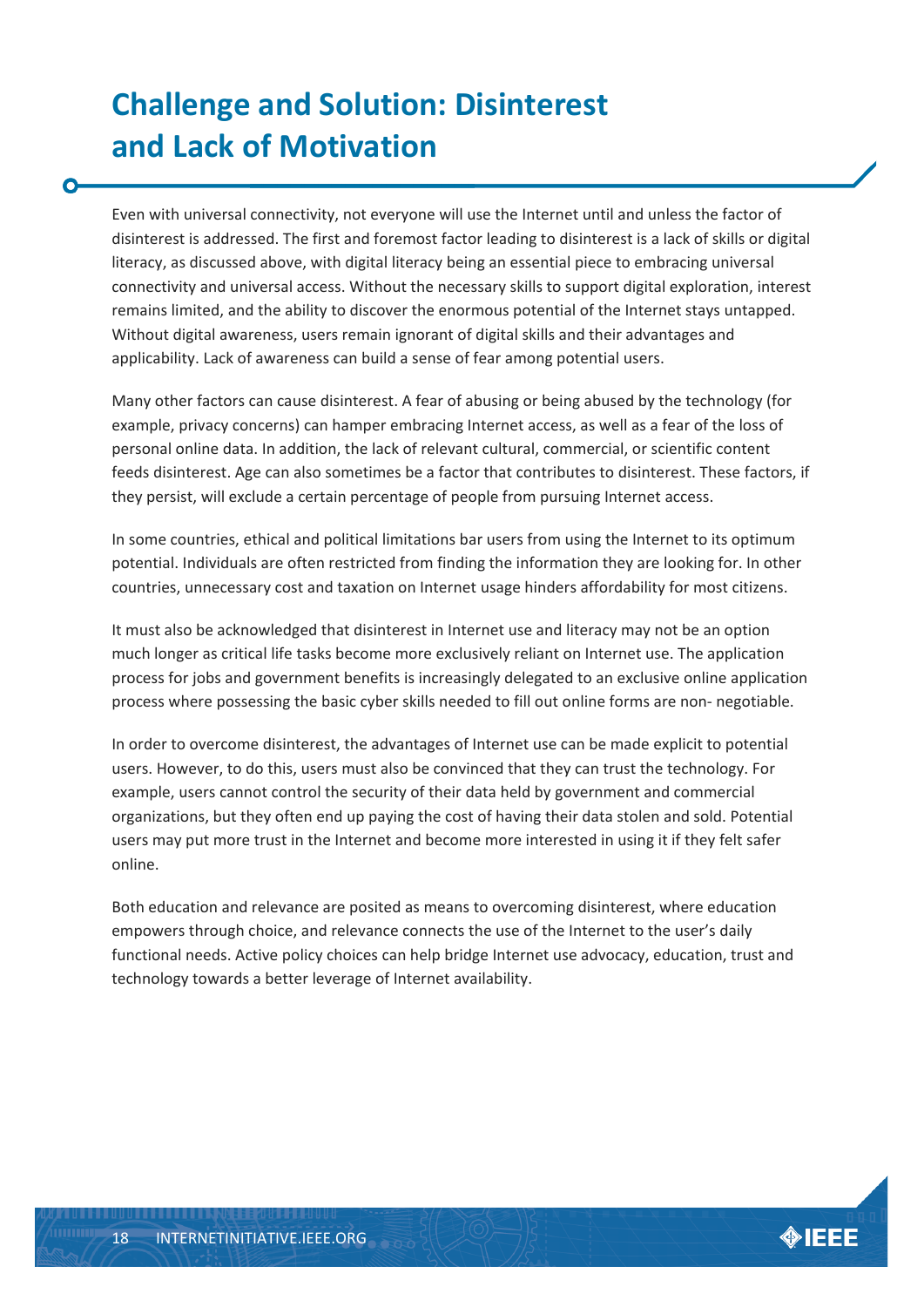# Challenge and Solution: Disinterest and Lack of Motivation

Even with universal connectivity, not everyone will use the Internet until and unless the factor of disinterest is addressed. The first and foremost factor leading to disinterest is a lack of skills or digital literacy, as discussed above, with digital literacy being an essential piece to embracing universal connectivity and universal access. Without the necessary skills to support digital exploration, interest remains limited, and the ability to discover the enormous potential of the Internet stays untapped. Without digital awareness, users remain ignorant of digital skills and their advantages and applicability. Lack of awareness can build a sense of fear among potential users.

Many other factors can cause disinterest. A fear of abusing or being abused by the technology (for example, privacy concerns) can hamper embracing Internet access, as well as a fear of the loss of personal online data. In addition, the lack of relevant cultural, commercial, or scientific content feeds disinterest. Age can also sometimes be a factor that contributes to disinterest. These factors, if they persist, will exclude a certain percentage of people from pursuing Internet access.

In some countries, ethical and political limitations bar users from using the Internet to its optimum potential. Individuals are often restricted from finding the information they are looking for. In other countries, unnecessary cost and taxation on Internet usage hinders affordability for most citizens.

It must also be acknowledged that disinterest in Internet use and literacy may not be an option much longer as critical life tasks become more exclusively reliant on Internet use. The application process for jobs and government benefits is increasingly delegated to an exclusive online application process where possessing the basic cyber skills needed to fill out online forms are non- negotiable.

In order to overcome disinterest, the advantages of Internet use can be made explicit to potential users. However, to do this, users must also be convinced that they can trust the technology. For example, users cannot control the security of their data held by government and commercial organizations, but they often end up paying the cost of having their data stolen and sold. Potential users may put more trust in the Internet and become more interested in using it if they felt safer online.

Both education and relevance are posited as means to overcoming disinterest, where education empowers through choice, and relevance connects the use of the Internet to the user's daily functional needs. Active policy choices can help bridge Internet use advocacy, education, trust and technology towards a better leverage of Internet availability.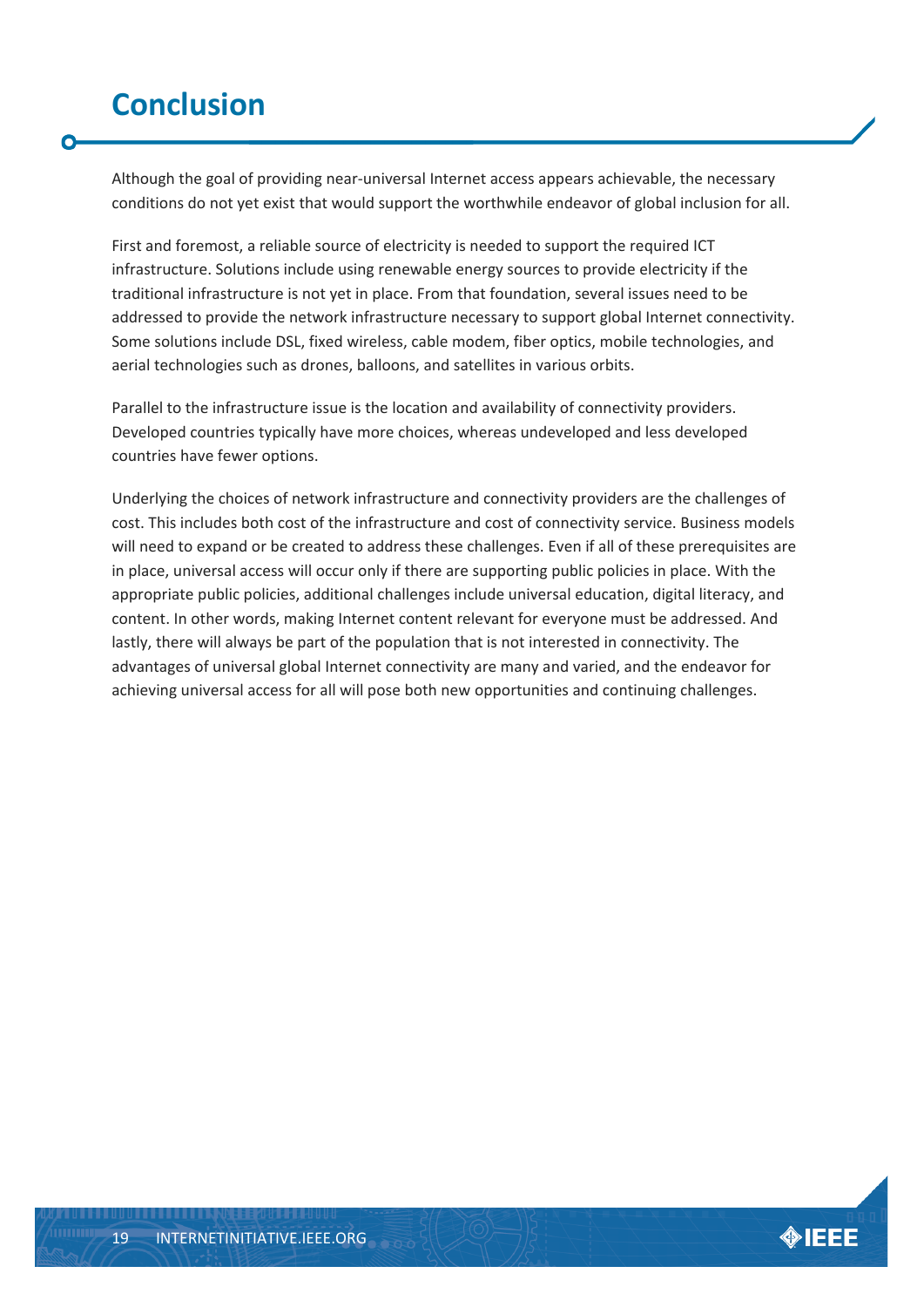# Conclusion

Although the goal of providing near-universal Internet access appears achievable, the necessary conditions do not yet exist that would support the worthwhile endeavor of global inclusion for all.

First and foremost, a reliable source of electricity is needed to support the required ICT infrastructure. Solutions include using renewable energy sources to provide electricity if the traditional infrastructure is not yet in place. From that foundation, several issues need to be addressed to provide the network infrastructure necessary to support global Internet connectivity. Some solutions include DSL, fixed wireless, cable modem, fiber optics, mobile technologies, and aerial technologies such as drones, balloons, and satellites in various orbits.

Parallel to the infrastructure issue is the location and availability of connectivity providers. Developed countries typically have more choices, whereas undeveloped and less developed countries have fewer options.

Underlying the choices of network infrastructure and connectivity providers are the challenges of cost. This includes both cost of the infrastructure and cost of connectivity service. Business models will need to expand or be created to address these challenges. Even if all of these prerequisites are in place, universal access will occur only if there are supporting public policies in place. With the appropriate public policies, additional challenges include universal education, digital literacy, and content. In other words, making Internet content relevant for everyone must be addressed. And lastly, there will always be part of the population that is not interested in connectivity. The advantages of universal global Internet connectivity are many and varied, and the endeavor for achieving universal access for all will pose both new opportunities and continuing challenges.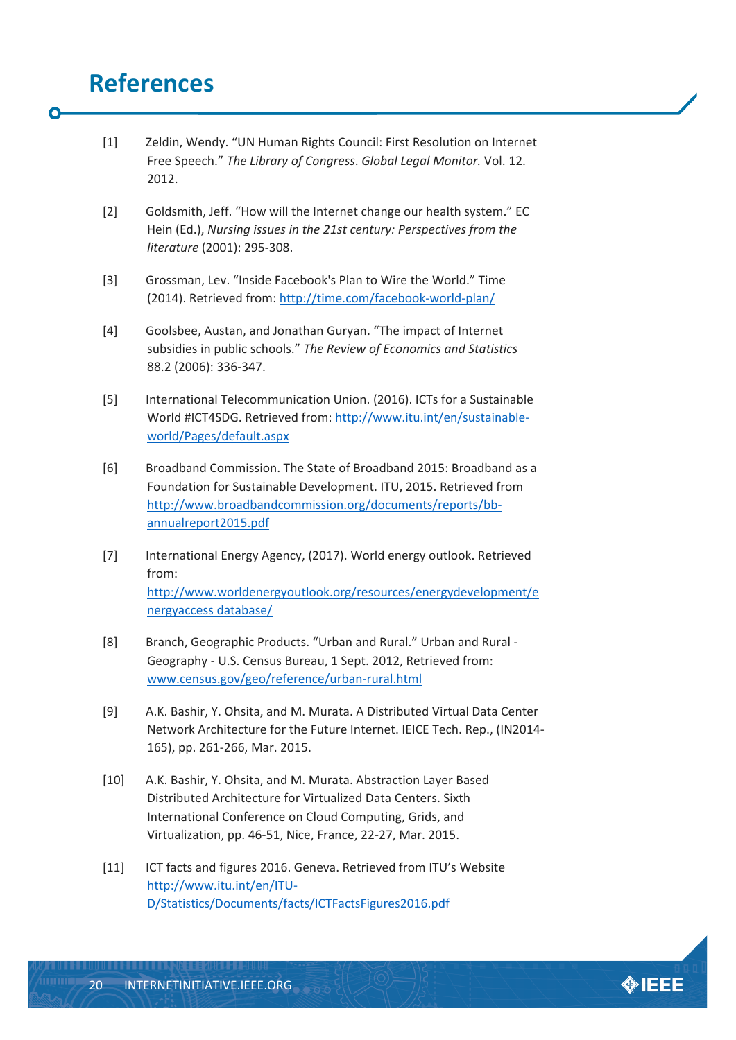# References

[1] Zeldin, Wendy. "UN Human Rights Council: First Resolution on Internet Free Speech." *The Library of Congress*. *Global Legal Monitor.* Vol. 12. 2012.

[2] Goldsmith, Jeff. "How will the Internet change our health system." EC Hein (Ed.), *Nursing issues in the 21st century: Perspectives from the literature* (2001): 295-308.

[3] Grossman, Lev. "Inside Facebook's Plan to Wire the World." Time (2014). Retrieved from: [http://time.com/facebook-world-plan/](http://time.com/facebook-world-plan/)

[4] Goolsbee, Austan, and Jonathan Guryan. "The impact of Internet subsidies in public schools." *The Review of Economics and Statistics* 88.2 (2006): 336-347.

[5] International Telecommunication Union. (2016). ICTs for a Sustainable World #ICT4SDG. Retrieved from: [http://www.itu.int/en/sustainable-world/Pages/default.aspx](http://www.itu.int/en/sustainable-world/Pages/default.aspx)

[6] Broadband Commission. The State of Broadband 2015: Broadband as a Foundation for Sustainable Development. ITU, 2015. Retrieved from [http://www.broadbandcommission.org/documents/reports/bb-annualreport2015.pdf](http://www.broadbandcommission.org/documents/reports/bb-annualreport2015.pdf)

[7] International Energy Agency, (2017). World energy outlook. Retrieved from: [http://www.worldenergyoutlook.org/resources/energydevelopment/energyaccess database/](http://www.worldenergyoutlook.org/resources/energydevelopment/energyaccessdatabase/)

[8] Branch, Geographic Products. "Urban and Rural." Urban and Rural - Geography - U.S. Census Bureau, 1 Sept. 2012, Retrieved from: [www.census.gov/geo/reference/urban-rural.html](www.census.gov/geo/reference/urban-rural.html)

[9] A.K. Bashir, Y. Ohsita, and M. Murata. A Distributed Virtual Data Center Network Architecture for the Future Internet. IEICE Tech. Rep., (IN2014-165), pp. 261-266, Mar. 2015.

[10] A.K. Bashir, Y. Ohsita, and M. Murata. Abstraction Layer Based Distributed Architecture for Virtualized Data Centers. Sixth International Conference on Cloud Computing, Grids, and Virtualization, pp. 46-51, Nice, France, 22-27, Mar. 2015.

[11] ICT facts and figures 2016. Geneva. Retrieved from ITU's Website [http://www.itu.int/en/ITU-D/Statistics/Documents/facts/ICTFactsFigures2016.pdf](http://www.itu.int/en/ITU-D/Statistics/Documents/facts/ICTFactsFigures2016.pdf)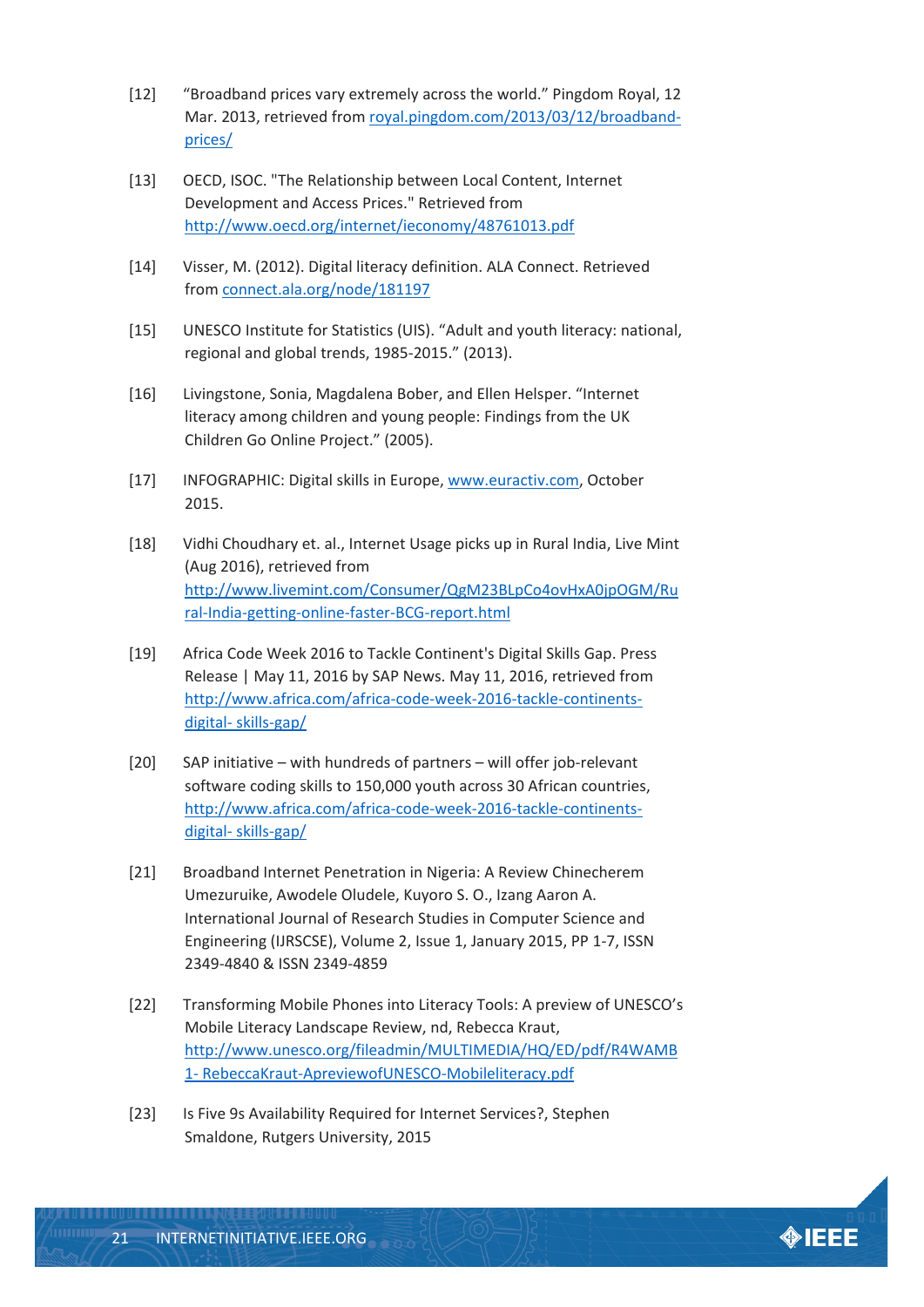[12] "Broadband prices vary extremely across the world." Pingdom Royal, 12 Mar. 2013, retrieved from royal.pingdom.com/2013/03/12/broadband-prices/

[13] OECD, ISOC. "The Relationship between Local Content, Internet Development and Access Prices." Retrieved from http://www.oecd.org/internet/ieconomy/48761013.pdf

[14] Visser, M. (2012). Digital literacy definition. ALA Connect. Retrieved from connect.ala.org/node/181197

[15] UNESCO Institute for Statistics (UIS). "Adult and youth literacy: national, regional and global trends, 1985-2015." (2013).

[16] Livingstone, Sonia, Magdalena Bober, and Ellen Helsper. "Internet literacy among children and young people: Findings from the UK Children Go Online Project." (2005).

[17] INFOGRAPHIC: Digital skills in Europe, www.euractiv.com, October 2015.

[18] Vidhi Choudhary et. al., Internet Usage picks up in Rural India, Live Mint (Aug 2016), retrieved from http://www.livemint.com/Consumer/QgM23BLpCo4ovHxA0jpOGM/Rural-India-getting-online-faster-BCG-report.html

[19] Africa Code Week 2016 to Tackle Continent's Digital Skills Gap. Press Release | May 11, 2016 by SAP News. May 11, 2016, retrieved from http://www.africa.com/africa-code-week-2016-tackle-continents-digital- skills-gap/

[20] SAP initiative – with hundreds of partners – will offer job-relevant software coding skills to 150,000 youth across 30 African countries, http://www.africa.com/africa-code-week-2016-tackle-continents-digital- skills-gap/

[21] Broadband Internet Penetration in Nigeria: A Review Chinecherem Umezuruike, Awodele Oludele, Kuyoro S. O., Izang Aaron A. International Journal of Research Studies in Computer Science and Engineering (IJRSCSE), Volume 2, Issue 1, January 2015, PP 1-7, ISSN 2349-4840 & ISSN 2349-4859

[22] Transforming Mobile Phones into Literacy Tools: A preview of UNESCO's Mobile Literacy Landscape Review, nd, Rebecca Kraut, http://www.unesco.org/fileadmin/MULTIMEDIA/HQ/ED/pdf/R4WAMB1- RebeccaKraut-ApreviewofUNESCO-Mobileliteracy.pdf

[23] Is Five 9s Availability Required for Internet Services?, Stephen Smaldone, Rutgers University, 2015